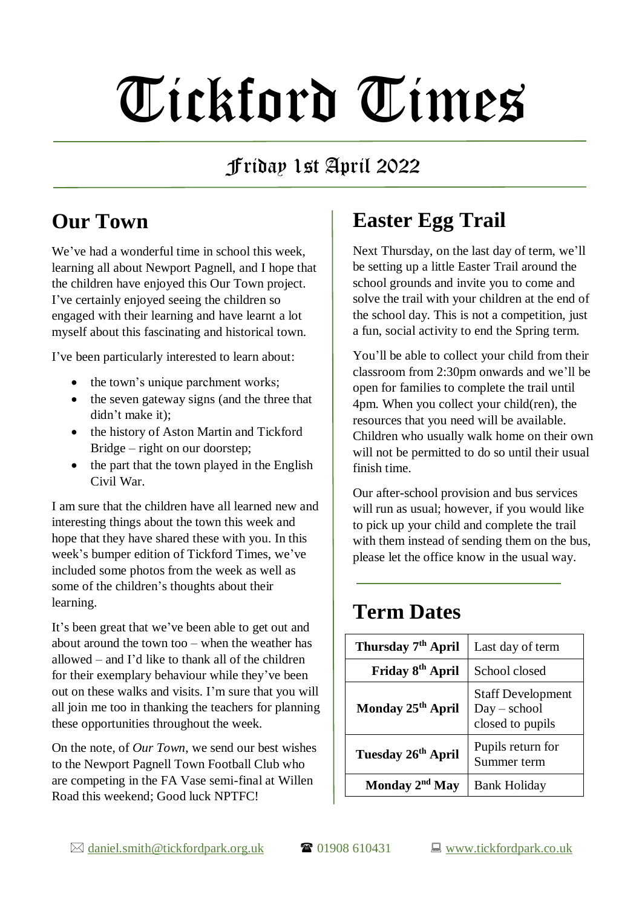# Tickford Times

## Friday 1st April 2022

## Our Town

We've had a wonderful time in school this week, learning all about Newport Pagnell, and I hope that the children have enjoyed this Our Town project. I've certainly enjoyed seeing the children so engaged with their learning and have learnt a lot myself about this fascinating and historical town.

I've been particularly interested to learn about:

- the town's unique parchment works;
- the seven gateway signs (and the three that didn't make it);
- the history of Aston Martin and Tickford Bridge – right on our doorstep;
- the part that the town played in the English Civil War.

I am sure that the children have all learned new and interesting things about the town this week and hope that they have shared these with you. In this week's bumper edition of Tickford Times, we've included some photos from the week as well as some of the children's thoughts about their learning.

It's been great that we've been able to get out and about around the town too – when the weather has allowed – and I'd like to thank all of the children for their exemplary behaviour while they've been out on these walks and visits. I'm sure that you will all join me too in thanking the teachers for planning these opportunities throughout the week.

On the note, of *Our Town*, we send our best wishes to the Newport Pagnell Town Football Club who are competing in the FA Vase semi-final at Willen Road this weekend; Good luck NPTFC!

## Easter Egg Trail

Next Thursday, on the last day of term, we'll be setting up a little Easter Trail around the school grounds and invite you to come and solve the trail with your children at the end of the school day. This is not a competition, just a fun, social activity to end the Spring term.

You'll be able to collect your child from their classroom from 2:30pm onwards and we'll be open for families to complete the trail until 4pm. When you collect your child(ren), the resources that you need will be available. Children who usually walk home on their own will not be permitted to do so until their usual finish time.

Our after-school provision and bus services will run as usual; however, if you would like to pick up your child and complete the trail with them instead of sending them on the bus, please let the office know in the usual way.

## Term Dates

| | |
|---|---|
| **Thursday 7th April** | Last day of term |
| **Friday 8th April** | School closed |
| **Monday 25th April** | Staff Development Day – school closed to pupils |
| **Tuesday 26th April** | Pupils return for Summer term |
| **Monday 2nd May** | Bank Holiday |

✉ daniel.smith@tickfordpark.org.uk ☎ 01908 610431 🖳 www.tickfordpark.co.uk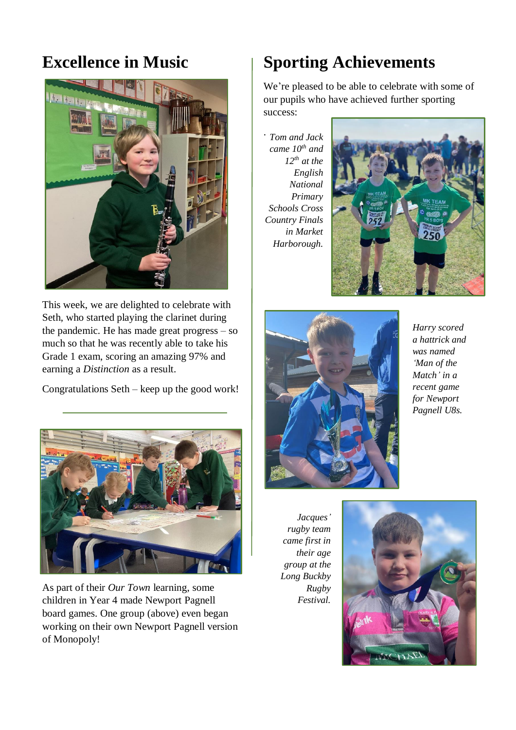## Excellence in Music

This week, we are delighted to celebrate with Seth, who started playing the clarinet during the pandemic. He has made great progress – so much so that he was recently able to take his Grade 1 exam, scoring an amazing 97% and earning a *Distinction* as a result.

Congratulations Seth – keep up the good work!

As part of their *Our Town* learning, some children in Year 4 made Newport Pagnell board games. One group (above) even began working on their own Newport Pagnell version of Monopoly!

## Sporting Achievements

We're pleased to be able to celebrate with some of our pupils who have achieved further sporting success:

- *Tom and Jack came 10th and 12th at the English National Primary Schools Cross Country Finals in Market Harborough.*

*Harry scored a hattrick and was named 'Man of the Match' in a recent game for Newport Pagnell U8s.*

*Jacques' rugby team came first in their age group at the Long Buckby Rugby Festival.*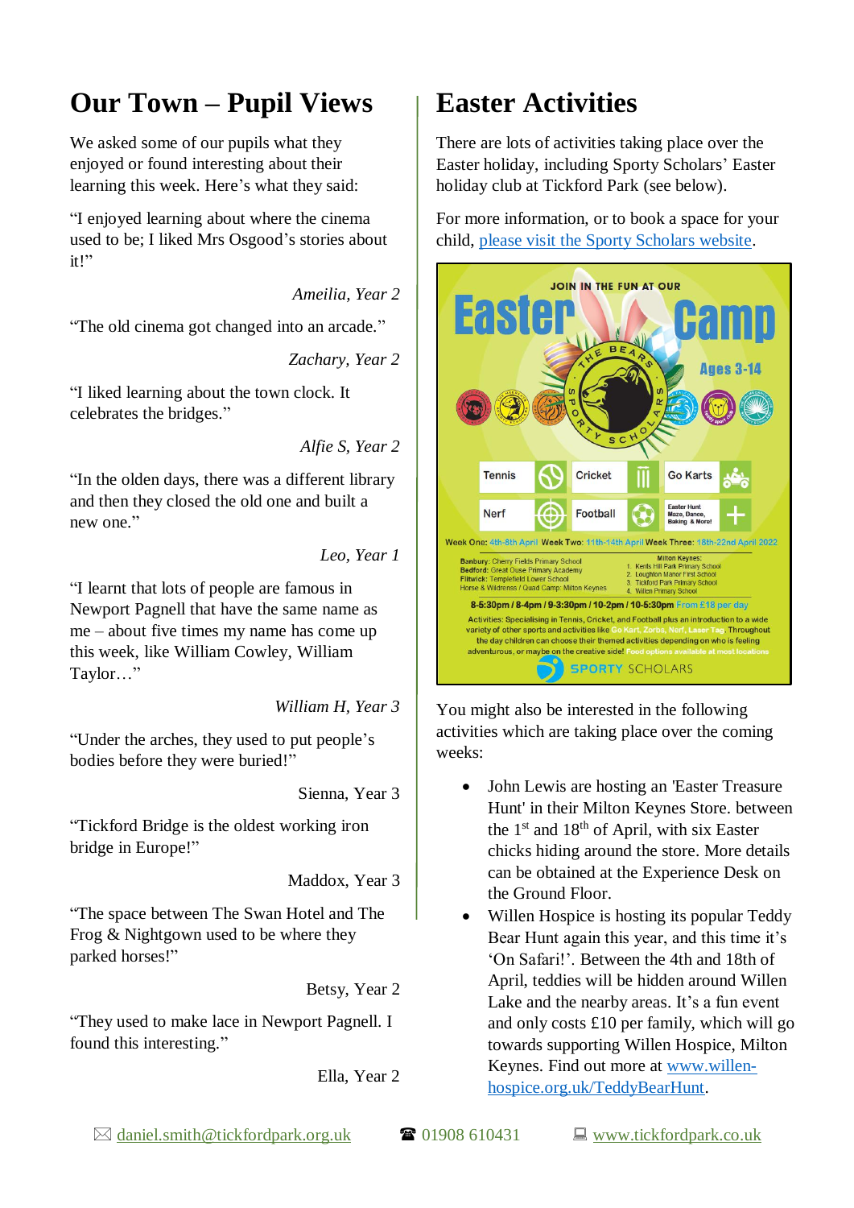# Our Town – Pupil Views

We asked some of our pupils what they enjoyed or found interesting about their learning this week. Here's what they said:

"I enjoyed learning about where the cinema used to be; I liked Mrs Osgood's stories about it!"

*Ameilia, Year 2*

"The old cinema got changed into an arcade."

*Zachary, Year 2*

"I liked learning about the town clock. It celebrates the bridges."

*Alfie S, Year 2*

"In the olden days, there was a different library and then they closed the old one and built a new one."

*Leo, Year 1*

"I learnt that lots of people are famous in Newport Pagnell that have the same name as me – about five times my name has come up this week, like William Cowley, William Taylor…"

*William H, Year 3*

"Under the arches, they used to put people's bodies before they were buried!"

Sienna, Year 3

"Tickford Bridge is the oldest working iron bridge in Europe!"

Maddox, Year 3

"The space between The Swan Hotel and The Frog & Nightgown used to be where they parked horses!"

Betsy, Year 2

"They used to make lace in Newport Pagnell. I found this interesting."

Ella, Year 2

# Easter Activities

There are lots of activities taking place over the Easter holiday, including Sporty Scholars' Easter holiday club at Tickford Park (see below).

For more information, or to book a space for your child, [please visit the Sporty Scholars website](please visit the Sporty Scholars website).

JOIN IN THE FUN AT OUR **Easter Camp**

Ages 3-14

The Bears – Sporty Scholars

Tennis | Cricket | Go Karts | Nerf | Football | Easter Hunt Maze, Dance, Baking & More!

Week One: 4th-8th April Week Two: 11th-14th April Week Three: 18th-22nd April 2022

Banbury: Cherry Fields Primary School
Bedford: Great Ouse Primary Academy
Flitwick: Templefield Lower School
Horse & Wilderness / Quad Camp: Milton Keynes

Milton Keynes:
1. Kents Hill Park Primary School
2. Loughton Manor First School
3. Tickford Park Primary School
4. Willen Primary School

8-5:30pm / 8-4pm / 9-3:30pm / 10-2pm / 10-5:30pm From £18 per day

Activities: Specialising in Tennis, Cricket, and Football plus an introduction to a wide variety of other sports and activities like Go Kart, Zorbs, Nerf, Laser Tag. Throughout the day children can choose their themed activities depending on who is feeling adventurous, or maybe on the creative side! Food options available at most locations

SPORTY SCHOLARS

You might also be interested in the following activities which are taking place over the coming weeks:

- John Lewis are hosting an 'Easter Treasure Hunt' in their Milton Keynes Store. between the 1st and 18th of April, with six Easter chicks hiding around the store. More details can be obtained at the Experience Desk on the Ground Floor.
- Willen Hospice is hosting its popular Teddy Bear Hunt again this year, and this time it's 'On Safari!'. Between the 4th and 18th of April, teddies will be hidden around Willen Lake and the nearby areas. It's a fun event and only costs £10 per family, which will go towards supporting Willen Hospice, Milton Keynes. Find out more at [www.willen-hospice.org.uk/TeddyBearHunt](www.willen-hospice.org.uk/TeddyBearHunt).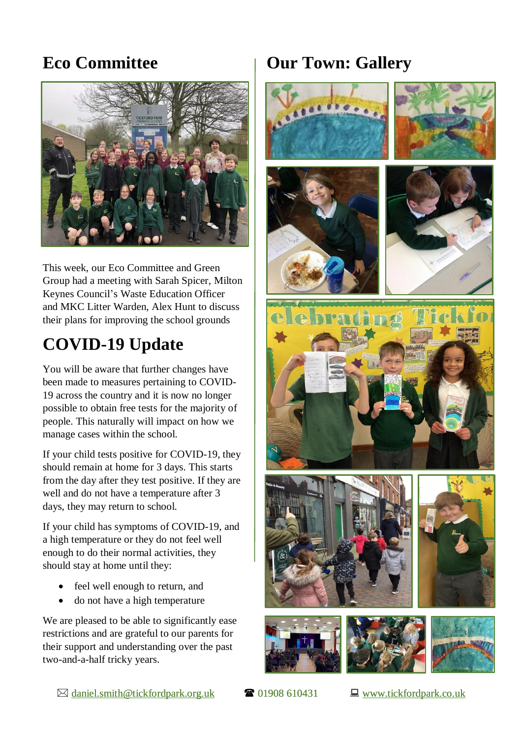## Eco Committee

This week, our Eco Committee and Green Group had a meeting with Sarah Spicer, Milton Keynes Council's Waste Education Officer and MKC Litter Warden, Alex Hunt to discuss their plans for improving the school grounds

## COVID-19 Update

You will be aware that further changes have been made to measures pertaining to COVID-19 across the country and it is now no longer possible to obtain free tests for the majority of people. This naturally will impact on how we manage cases within the school.

If your child tests positive for COVID-19, they should remain at home for 3 days. This starts from the day after they test positive. If they are well and do not have a temperature after 3 days, they may return to school.

If your child has symptoms of COVID-19, and a high temperature or they do not feel well enough to do their normal activities, they should stay at home until they:

- feel well enough to return, and
- do not have a high temperature

We are pleased to be able to significantly ease restrictions and are grateful to our parents for their support and understanding over the past two-and-a-half tricky years.

## Our Town: Gallery

✉ daniel.smith@tickfordpark.org.uk ☎ 01908 610431 💻 www.tickfordpark.co.uk